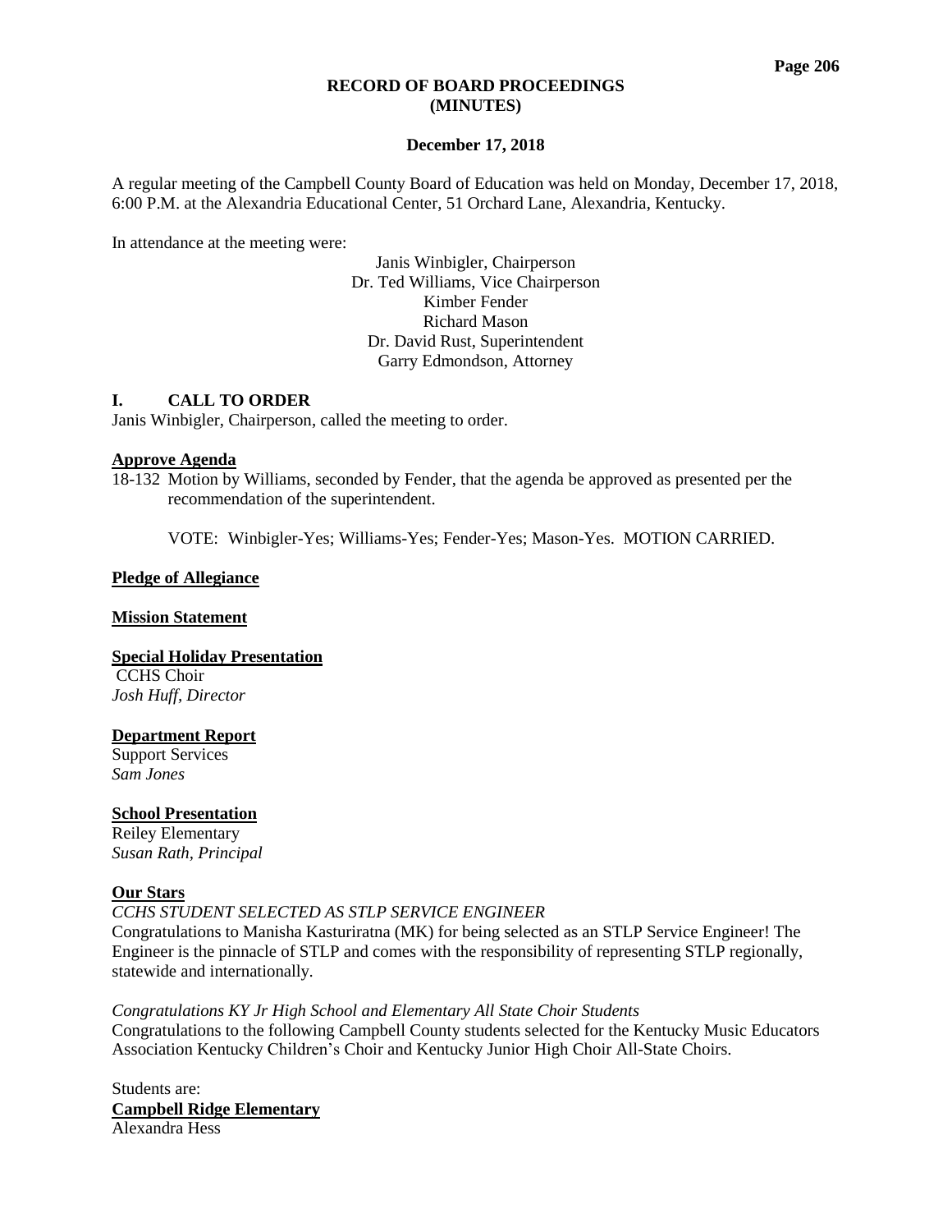**RECORD OF BOARD PROCEEDINGS**
**(MINUTES)**

**December 17, 2018**

A regular meeting of the Campbell County Board of Education was held on Monday, December 17, 2018, 6:00 P.M. at the Alexandria Educational Center, 51 Orchard Lane, Alexandria, Kentucky.

In attendance at the meeting were:

Janis Winbigler, Chairperson
Dr. Ted Williams, Vice Chairperson
Kimber Fender
Richard Mason
Dr. David Rust, Superintendent
Garry Edmondson, Attorney

## I. CALL TO ORDER

Janis Winbigler, Chairperson, called the meeting to order.

**Approve Agenda**

18-132 Motion by Williams, seconded by Fender, that the agenda be approved as presented per the recommendation of the superintendent.

VOTE: Winbigler-Yes; Williams-Yes; Fender-Yes; Mason-Yes. MOTION CARRIED.

**Pledge of Allegiance**

**Mission Statement**

**Special Holiday Presentation**
CCHS Choir
*Josh Huff, Director*

**Department Report**
Support Services
*Sam Jones*

**School Presentation**
Reiley Elementary
*Susan Rath, Principal*

**Our Stars**

*CCHS STUDENT SELECTED AS STLP SERVICE ENGINEER*
Congratulations to Manisha Kasturiratna (MK) for being selected as an STLP Service Engineer! The Engineer is the pinnacle of STLP and comes with the responsibility of representing STLP regionally, statewide and internationally.

*Congratulations KY Jr High School and Elementary All State Choir Students*
Congratulations to the following Campbell County students selected for the Kentucky Music Educators Association Kentucky Children's Choir and Kentucky Junior High Choir All-State Choirs.

Students are:
**Campbell Ridge Elementary**
Alexandra Hess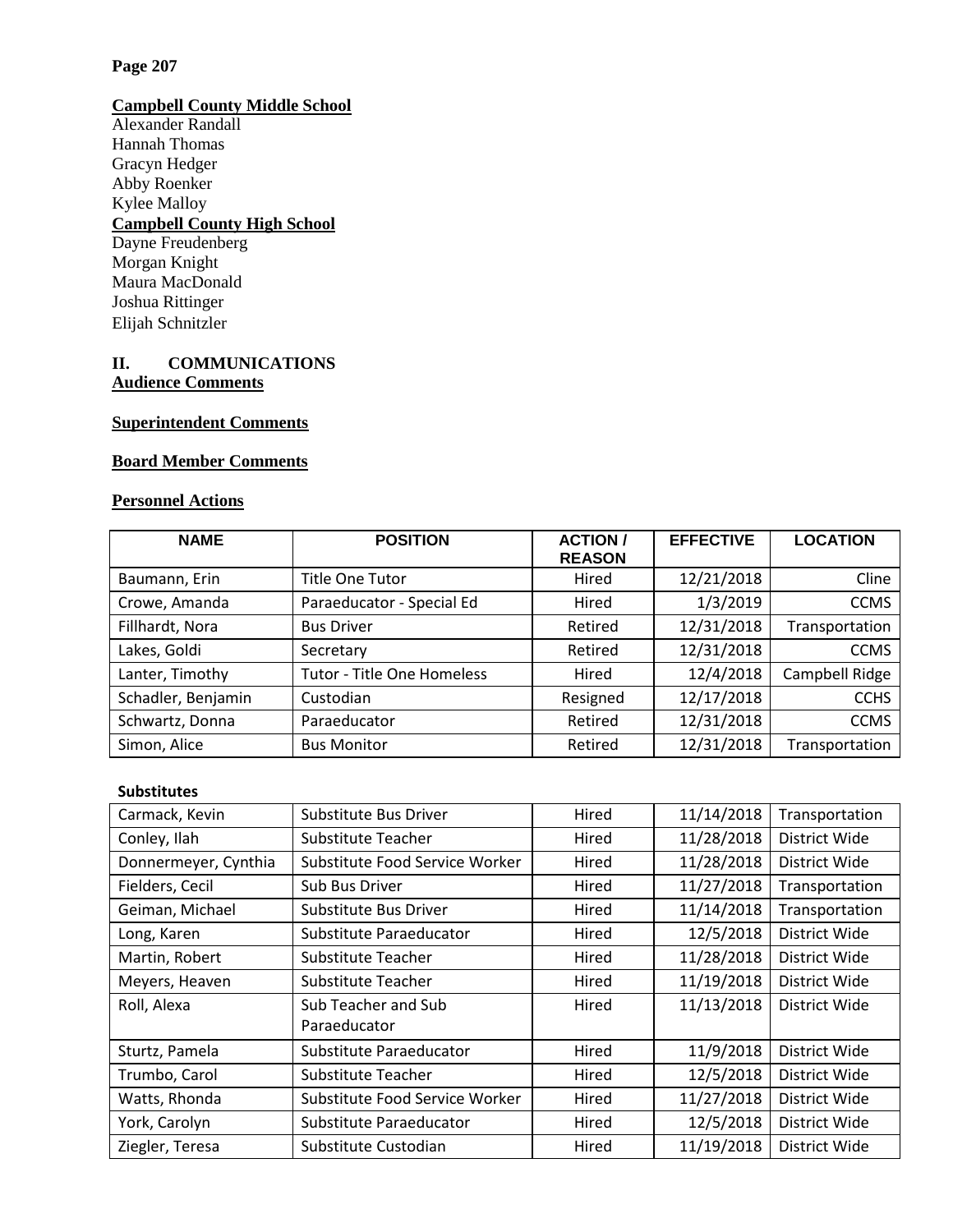**Campbell County Middle School**

Alexander Randall
Hannah Thomas
Gracyn Hedger
Abby Roenker
Kylee Malloy

**Campbell County High School**

Dayne Freudenberg
Morgan Knight
Maura MacDonald
Joshua Rittinger
Elijah Schnitzler

## II. COMMUNICATIONS

**Audience Comments**

**Superintendent Comments**

**Board Member Comments**

**Personnel Actions**

| NAME | POSITION | ACTION / REASON | EFFECTIVE | LOCATION |
|---|---|---|---|---|
| Baumann, Erin | Title One Tutor | Hired | 12/21/2018 | Cline |
| Crowe, Amanda | Paraeducator - Special Ed | Hired | 1/3/2019 | CCMS |
| Fillhardt, Nora | Bus Driver | Retired | 12/31/2018 | Transportation |
| Lakes, Goldi | Secretary | Retired | 12/31/2018 | CCMS |
| Lanter, Timothy | Tutor - Title One Homeless | Hired | 12/4/2018 | Campbell Ridge |
| Schadler, Benjamin | Custodian | Resigned | 12/17/2018 | CCHS |
| Schwartz, Donna | Paraeducator | Retired | 12/31/2018 | CCMS |
| Simon, Alice | Bus Monitor | Retired | 12/31/2018 | Transportation |

**Substitutes**

| NAME | POSITION | ACTION / REASON | EFFECTIVE | LOCATION |
|---|---|---|---|---|
| Carmack, Kevin | Substitute Bus Driver | Hired | 11/14/2018 | Transportation |
| Conley, Ilah | Substitute Teacher | Hired | 11/28/2018 | District Wide |
| Donnermeyer, Cynthia | Substitute Food Service Worker | Hired | 11/28/2018 | District Wide |
| Fielders, Cecil | Sub Bus Driver | Hired | 11/27/2018 | Transportation |
| Geiman, Michael | Substitute Bus Driver | Hired | 11/14/2018 | Transportation |
| Long, Karen | Substitute Paraeducator | Hired | 12/5/2018 | District Wide |
| Martin, Robert | Substitute Teacher | Hired | 11/28/2018 | District Wide |
| Meyers, Heaven | Substitute Teacher | Hired | 11/19/2018 | District Wide |
| Roll, Alexa | Sub Teacher and Sub Paraeducator | Hired | 11/13/2018 | District Wide |
| Sturtz, Pamela | Substitute Paraeducator | Hired | 11/9/2018 | District Wide |
| Trumbo, Carol | Substitute Teacher | Hired | 12/5/2018 | District Wide |
| Watts, Rhonda | Substitute Food Service Worker | Hired | 11/27/2018 | District Wide |
| York, Carolyn | Substitute Paraeducator | Hired | 12/5/2018 | District Wide |
| Ziegler, Teresa | Substitute Custodian | Hired | 11/19/2018 | District Wide |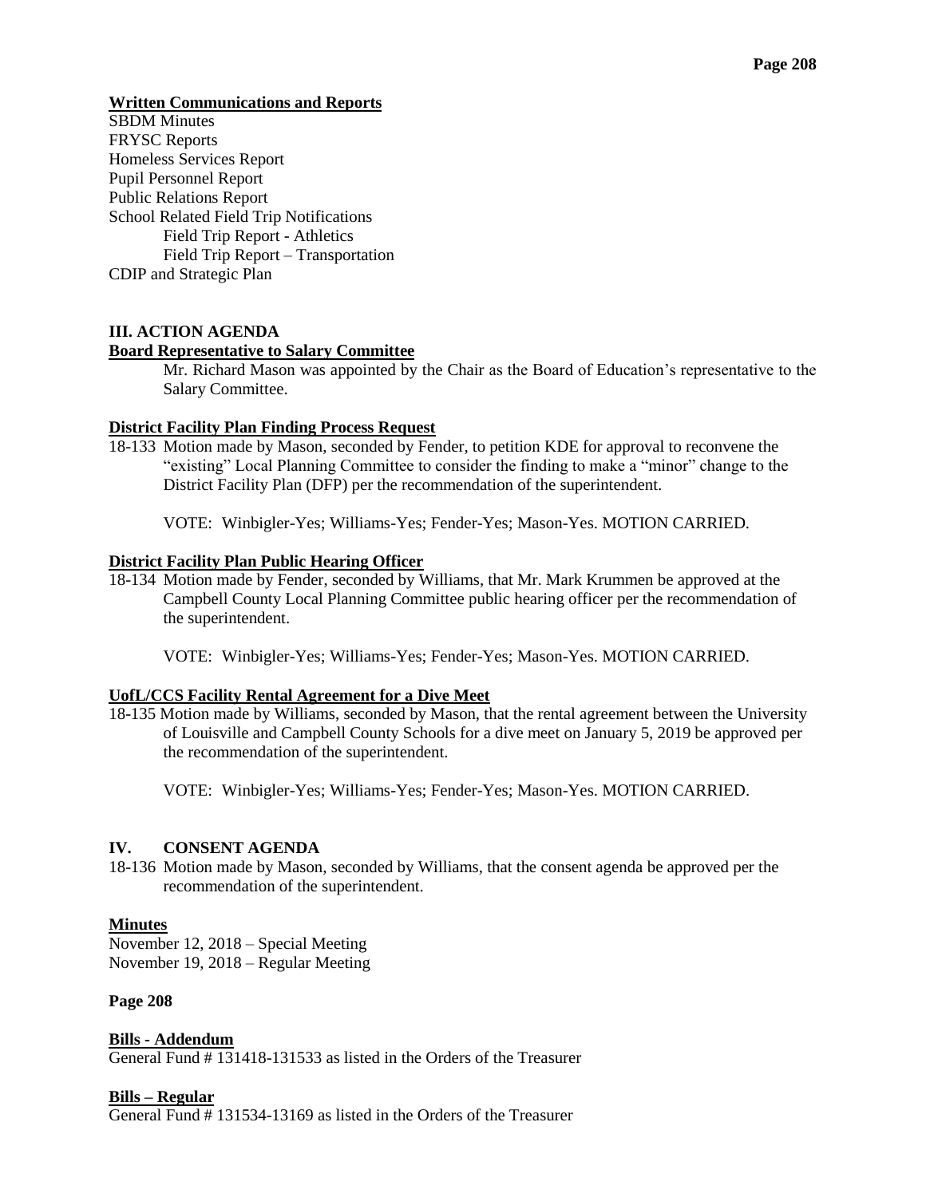**Written Communications and Reports**

SBDM Minutes
FRYSC Reports
Homeless Services Report
Pupil Personnel Report
Public Relations Report
School Related Field Trip Notifications
    Field Trip Report - Athletics
    Field Trip Report – Transportation
CDIP and Strategic Plan

## III. ACTION AGENDA

**Board Representative to Salary Committee**

Mr. Richard Mason was appointed by the Chair as the Board of Education's representative to the Salary Committee.

**District Facility Plan Finding Process Request**

18-133 Motion made by Mason, seconded by Fender, to petition KDE for approval to reconvene the "existing" Local Planning Committee to consider the finding to make a "minor" change to the District Facility Plan (DFP) per the recommendation of the superintendent.

VOTE: Winbigler-Yes; Williams-Yes; Fender-Yes; Mason-Yes. MOTION CARRIED.

**District Facility Plan Public Hearing Officer**

18-134 Motion made by Fender, seconded by Williams, that Mr. Mark Krummen be approved at the Campbell County Local Planning Committee public hearing officer per the recommendation of the superintendent.

VOTE: Winbigler-Yes; Williams-Yes; Fender-Yes; Mason-Yes. MOTION CARRIED.

**UofL/CCS Facility Rental Agreement for a Dive Meet**

18-135 Motion made by Williams, seconded by Mason, that the rental agreement between the University of Louisville and Campbell County Schools for a dive meet on January 5, 2019 be approved per the recommendation of the superintendent.

VOTE: Winbigler-Yes; Williams-Yes; Fender-Yes; Mason-Yes. MOTION CARRIED.

## IV. CONSENT AGENDA

18-136 Motion made by Mason, seconded by Williams, that the consent agenda be approved per the recommendation of the superintendent.

**Minutes**

November 12, 2018 – Special Meeting
November 19, 2018 – Regular Meeting

**Page 208**

**Bills - Addendum**

General Fund # 131418-131533 as listed in the Orders of the Treasurer

**Bills – Regular**

General Fund # 131534-13169 as listed in the Orders of the Treasurer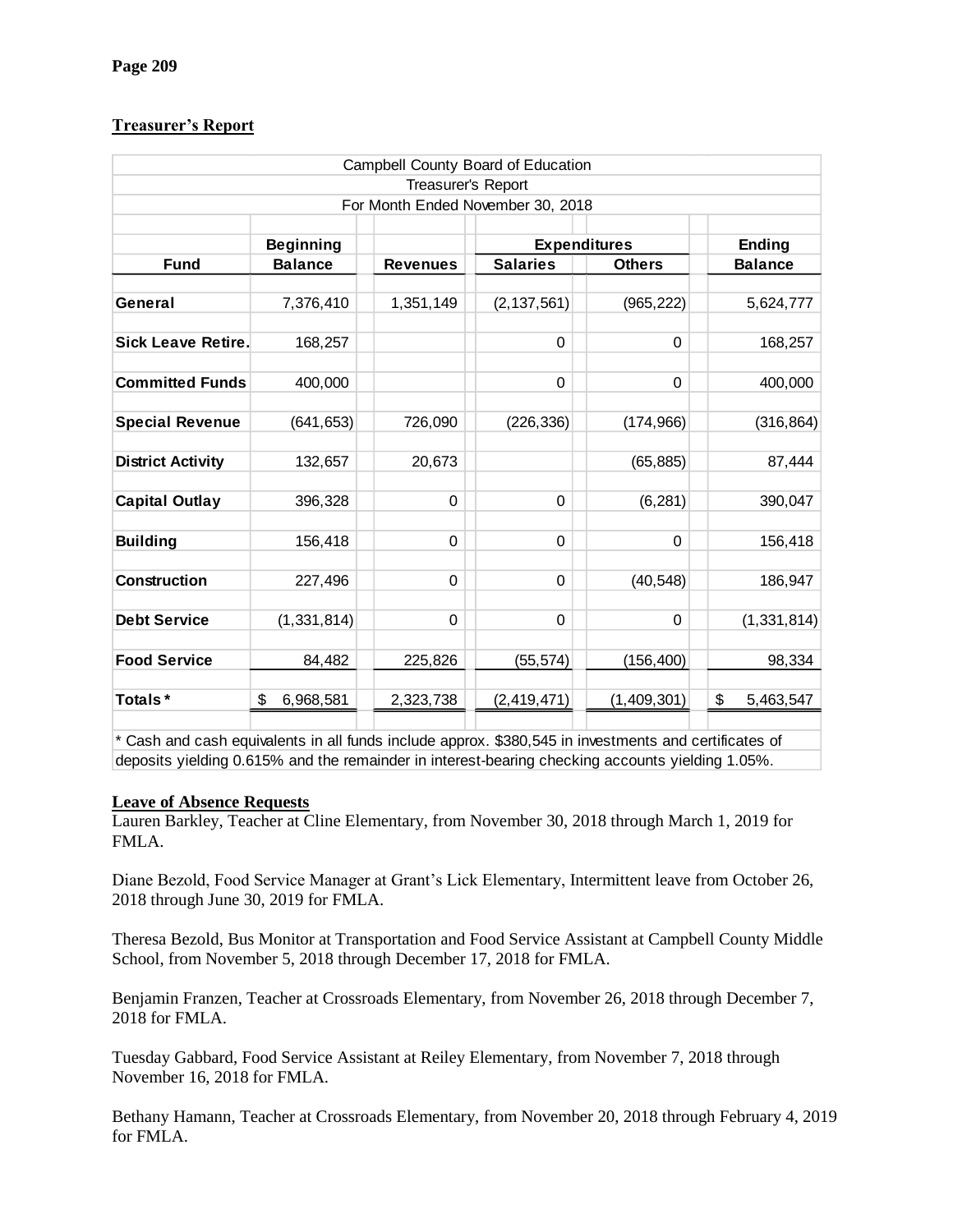## Treasurer's Report

| Campbell County Board of Education | | | | | |
|---|---|---|---|---|---|
| Treasurer's Report | | | | | |
| For Month Ended November 30, 2018 | | | | | |
| | Beginning | | Expenditures | | Ending |
| **Fund** | **Balance** | **Revenues** | **Salaries** | **Others** | **Balance** |
| **General** | 7,376,410 | 1,351,149 | (2,137,561) | (965,222) | 5,624,777 |
| **Sick Leave Retire.** | 168,257 | | 0 | 0 | 168,257 |
| **Committed Funds** | 400,000 | | 0 | 0 | 400,000 |
| **Special Revenue** | (641,653) | 726,090 | (226,336) | (174,966) | (316,864) |
| **District Activity** | 132,657 | 20,673 | | (65,885) | 87,444 |
| **Capital Outlay** | 396,328 | 0 | 0 | (6,281) | 390,047 |
| **Building** | 156,418 | 0 | 0 | 0 | 156,418 |
| **Construction** | 227,496 | 0 | 0 | (40,548) | 186,947 |
| **Debt Service** | (1,331,814) | 0 | 0 | 0 | (1,331,814) |
| **Food Service** | 84,482 | 225,826 | (55,574) | (156,400) | 98,334 |
| **Totals*** | $ 6,968,581 | 2,323,738 | (2,419,471) | (1,409,301) | $ 5,463,547 |

* Cash and cash equivalents in all funds include approx. $380,545 in investments and certificates of deposits yielding 0.615% and the remainder in interest-bearing checking accounts yielding 1.05%.

## Leave of Absence Requests

Lauren Barkley, Teacher at Cline Elementary, from November 30, 2018 through March 1, 2019 for FMLA.

Diane Bezold, Food Service Manager at Grant's Lick Elementary, Intermittent leave from October 26, 2018 through June 30, 2019 for FMLA.

Theresa Bezold, Bus Monitor at Transportation and Food Service Assistant at Campbell County Middle School, from November 5, 2018 through December 17, 2018 for FMLA.

Benjamin Franzen, Teacher at Crossroads Elementary, from November 26, 2018 through December 7, 2018 for FMLA.

Tuesday Gabbard, Food Service Assistant at Reiley Elementary, from November 7, 2018 through November 16, 2018 for FMLA.

Bethany Hamann, Teacher at Crossroads Elementary, from November 20, 2018 through February 4, 2019 for FMLA.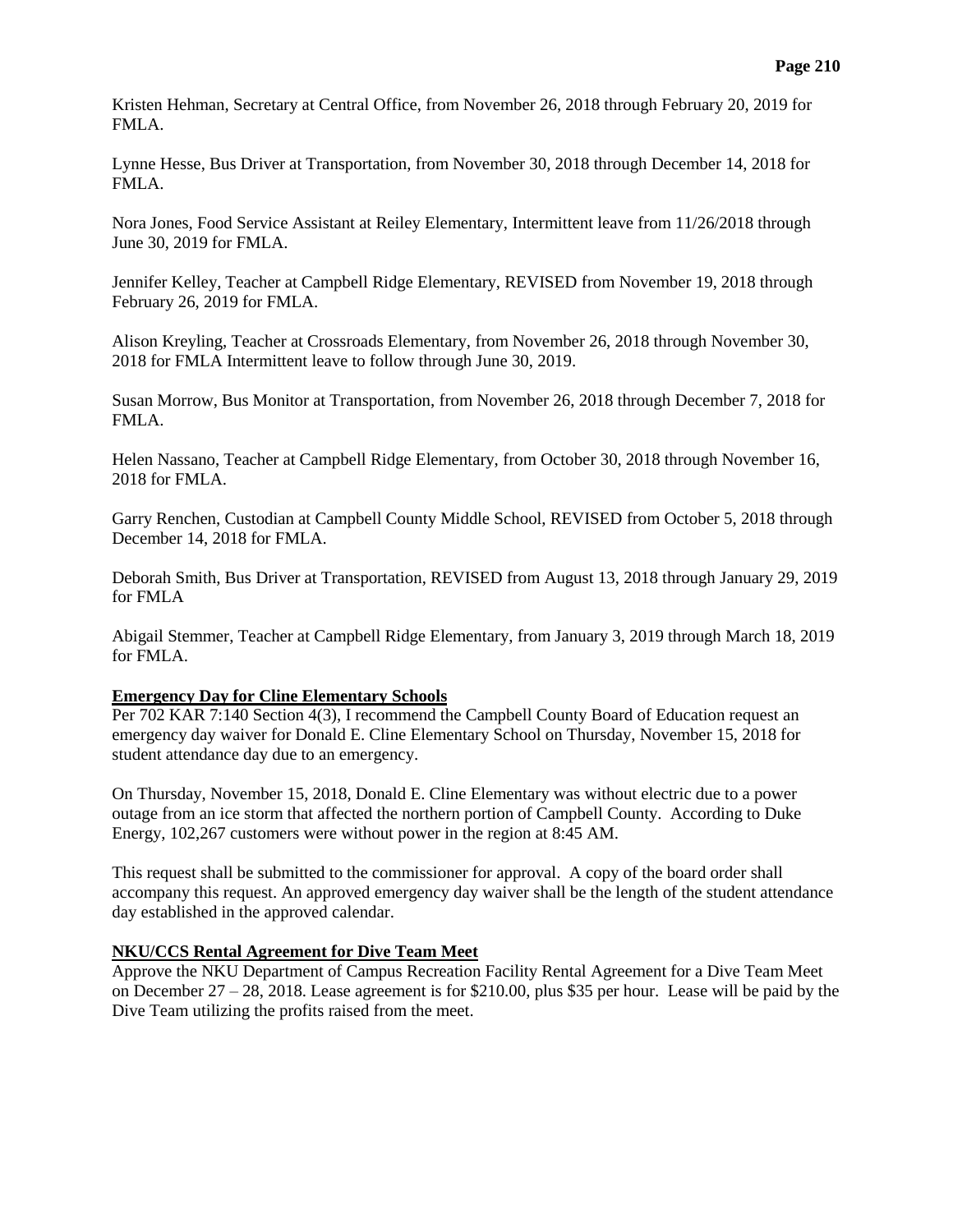Kristen Hehman, Secretary at Central Office, from November 26, 2018 through February 20, 2019 for FMLA.

Lynne Hesse, Bus Driver at Transportation, from November 30, 2018 through December 14, 2018 for FMLA.

Nora Jones, Food Service Assistant at Reiley Elementary, Intermittent leave from 11/26/2018 through June 30, 2019 for FMLA.

Jennifer Kelley, Teacher at Campbell Ridge Elementary, REVISED from November 19, 2018 through February 26, 2019 for FMLA.

Alison Kreyling, Teacher at Crossroads Elementary, from November 26, 2018 through November 30, 2018 for FMLA Intermittent leave to follow through June 30, 2019.

Susan Morrow, Bus Monitor at Transportation, from November 26, 2018 through December 7, 2018 for FMLA.

Helen Nassano, Teacher at Campbell Ridge Elementary, from October 30, 2018 through November 16, 2018 for FMLA.

Garry Renchen, Custodian at Campbell County Middle School, REVISED from October 5, 2018 through December 14, 2018 for FMLA.

Deborah Smith, Bus Driver at Transportation, REVISED from August 13, 2018 through January 29, 2019 for FMLA

Abigail Stemmer, Teacher at Campbell Ridge Elementary, from January 3, 2019 through March 18, 2019 for FMLA.

**Emergency Day for Cline Elementary Schools**

Per 702 KAR 7:140 Section 4(3), I recommend the Campbell County Board of Education request an emergency day waiver for Donald E. Cline Elementary School on Thursday, November 15, 2018 for student attendance day due to an emergency.

On Thursday, November 15, 2018, Donald E. Cline Elementary was without electric due to a power outage from an ice storm that affected the northern portion of Campbell County. According to Duke Energy, 102,267 customers were without power in the region at 8:45 AM.

This request shall be submitted to the commissioner for approval. A copy of the board order shall accompany this request. An approved emergency day waiver shall be the length of the student attendance day established in the approved calendar.

**NKU/CCS Rental Agreement for Dive Team Meet**

Approve the NKU Department of Campus Recreation Facility Rental Agreement for a Dive Team Meet on December 27 – 28, 2018. Lease agreement is for $210.00, plus $35 per hour. Lease will be paid by the Dive Team utilizing the profits raised from the meet.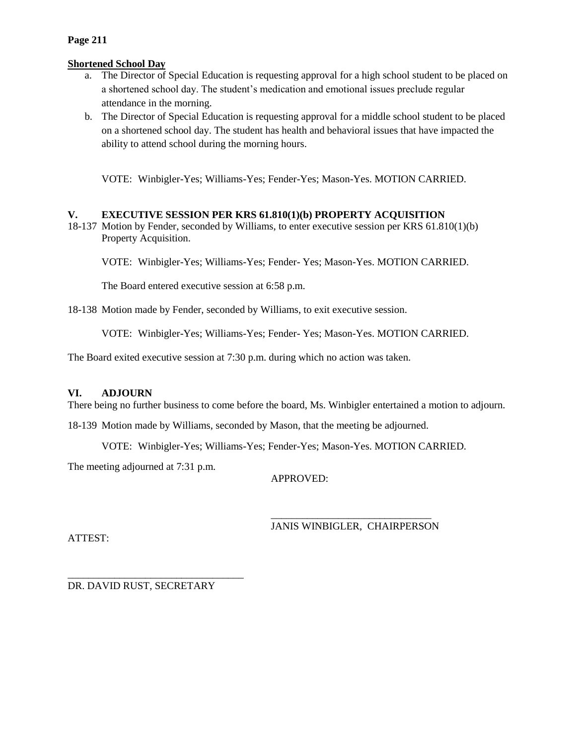**Shortened School Day**

a. The Director of Special Education is requesting approval for a high school student to be placed on a shortened school day. The student's medication and emotional issues preclude regular attendance in the morning.
b. The Director of Special Education is requesting approval for a middle school student to be placed on a shortened school day. The student has health and behavioral issues that have impacted the ability to attend school during the morning hours.

VOTE: Winbigler-Yes; Williams-Yes; Fender-Yes; Mason-Yes. MOTION CARRIED.

## V. EXECUTIVE SESSION PER KRS 61.810(1)(b) PROPERTY ACQUISITION

18-137 Motion by Fender, seconded by Williams, to enter executive session per KRS 61.810(1)(b) Property Acquisition.

VOTE: Winbigler-Yes; Williams-Yes; Fender- Yes; Mason-Yes. MOTION CARRIED.

The Board entered executive session at 6:58 p.m.

18-138 Motion made by Fender, seconded by Williams, to exit executive session.

VOTE: Winbigler-Yes; Williams-Yes; Fender- Yes; Mason-Yes. MOTION CARRIED.

The Board exited executive session at 7:30 p.m. during which no action was taken.

## VI. ADJOURN

There being no further business to come before the board, Ms. Winbigler entertained a motion to adjourn.

18-139 Motion made by Williams, seconded by Mason, that the meeting be adjourned.

VOTE: Winbigler-Yes; Williams-Yes; Fender-Yes; Mason-Yes. MOTION CARRIED.

The meeting adjourned at 7:31 p.m.

APPROVED:

______________________________
JANIS WINBIGLER, CHAIRPERSON

ATTEST:

______________________________
DR. DAVID RUST, SECRETARY